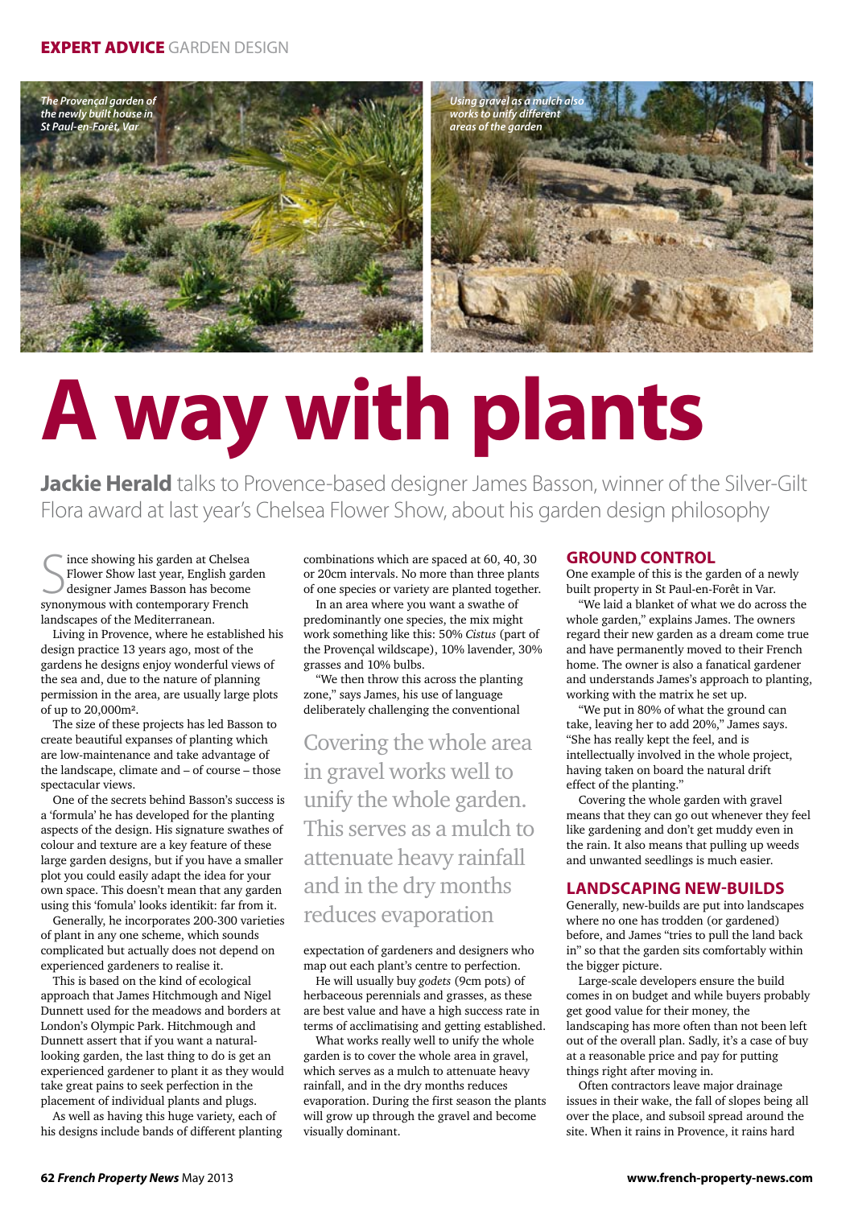*The Provençal garden of the newly built house in St Paul-en-Forêt, Var*

*Using gravel as a mulch also works to unify different areas of the garden*

# A way with plants

**Jackie Herald** talks to Provence-based designer James Basson, winner of the Silver-Gilt Flora award at last year's Chelsea Flower Show, about his garden design philosophy

Since showing his garden at Chelsea Flower Show last year, English garden designer James Basson has become synonymous with contemporary French landscapes of the Mediterranean.

Living in Provence, where he established his design practice 13 years ago, most of the gardens he designs enjoy wonderful views of the sea and, due to the nature of planning permission in the area, are usually large plots of up to 20,000m².

The size of these projects has led Basson to create beautiful expanses of planting which are low-maintenance and take advantage of the landscape, climate and – of course – those spectacular views.

One of the secrets behind Basson's success is a 'formula' he has developed for the planting aspects of the design. His signature swathes of colour and texture are a key feature of these large garden designs, but if you have a smaller plot you could easily adapt the idea for your own space. This doesn't mean that any garden using this 'fomula' looks identikit: far from it.

Generally, he incorporates 200-300 varieties of plant in any one scheme, which sounds complicated but actually does not depend on experienced gardeners to realise it.

This is based on the kind of ecological approach that James Hitchmough and Nigel Dunnett used for the meadows and borders at London's Olympic Park. Hitchmough and Dunnett assert that if you want a natural-looking garden, the last thing to do is get an experienced gardener to plant it as they would take great pains to seek perfection in the placement of individual plants and plugs.

As well as having this huge variety, each of his designs include bands of different planting combinations which are spaced at 60, 40, 30 or 20cm intervals. No more than three plants of one species or variety are planted together.

In an area where you want a swathe of predominantly one species, the mix might work something like this: 50% *Cistus* (part of the Provençal wildscape), 10% lavender, 30% grasses and 10% bulbs.

"We then throw this across the planting zone," says James, his use of language deliberately challenging the conventional expectation of gardeners and designers who map out each plant's centre to perfection.

> Covering the whole area in gravel works well to unify the whole garden. This serves as a mulch to attenuate heavy rainfall and in the dry months reduces evaporation

He will usually buy *godets* (9cm pots) of herbaceous perennials and grasses, as these are best value and have a high success rate in terms of acclimatising and getting established.

What works really well to unify the whole garden is to cover the whole area in gravel, which serves as a mulch to attenuate heavy rainfall, and in the dry months reduces evaporation. During the first season the plants will grow up through the gravel and become visually dominant.

## GROUND CONTROL

One example of this is the garden of a newly built property in St Paul-en-Forêt in Var.

"We laid a blanket of what we do across the whole garden," explains James. The owners regard their new garden as a dream come true and have permanently moved to their French home. The owner is also a fanatical gardener and understands James's approach to planting, working with the matrix he set up.

"We put in 80% of what the ground can take, leaving her to add 20%," James says. "She has really kept the feel, and is intellectually involved in the whole project, having taken on board the natural drift effect of the planting."

Covering the whole garden with gravel means that they can go out whenever they feel like gardening and don't get muddy even in the rain. It also means that pulling up weeds and unwanted seedlings is much easier.

## LANDSCAPING NEW-BUILDS

Generally, new-builds are put into landscapes where no one has trodden (or gardened) before, and James "tries to pull the land back in" so that the garden sits comfortably within the bigger picture.

Large-scale developers ensure the build comes in on budget and while buyers probably get good value for their money, the landscaping has more often than not been left out of the overall plan. Sadly, it's a case of buy at a reasonable price and pay for putting things right after moving in.

Often contractors leave major drainage issues in their wake, the fall of slopes being all over the place, and subsoil spread around the site. When it rains in Provence, it rains hard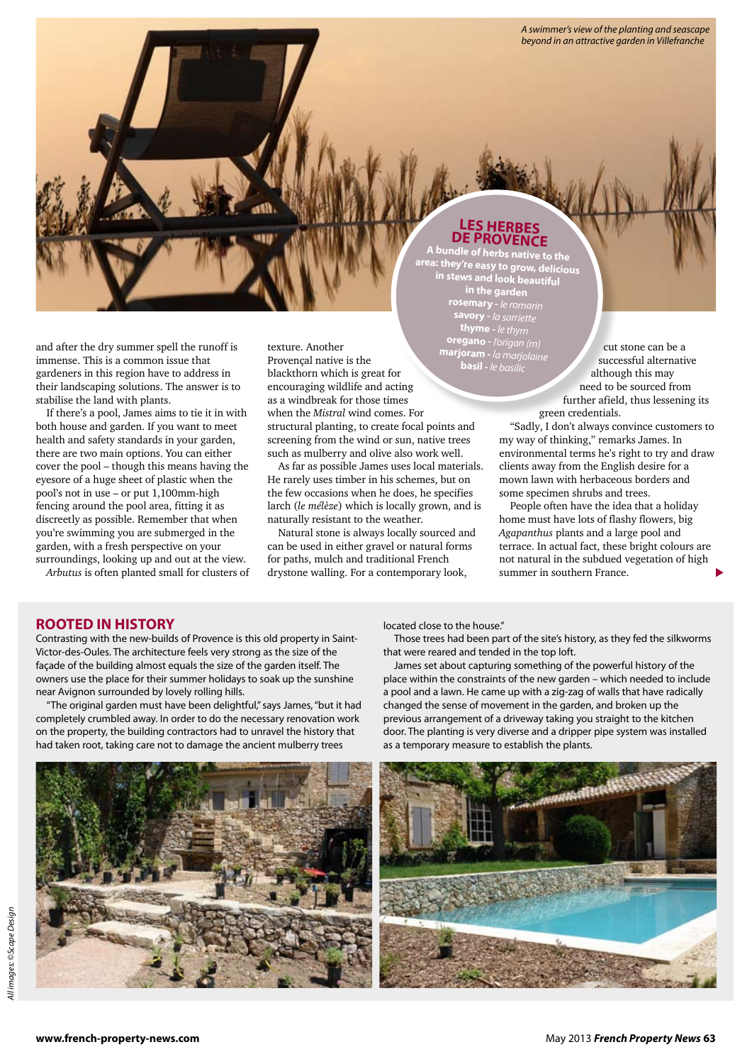*A swimmer's view of the planting and seascape beyond in an attractive garden in Villefranche*

and after the dry summer spell the runoff is immense. This is a common issue that gardeners in this region have to address in their landscaping solutions. The answer is to stabilise the land with plants.

If there's a pool, James aims to tie it in with both house and garden. If you want to meet health and safety standards in your garden, there are two main options. You can either cover the pool – though this means having the eyesore of a huge sheet of plastic when the pool's not in use – or put 1,100mm-high fencing around the pool area, fitting it as discreetly as possible. Remember that when you're swimming you are submerged in the garden, with a fresh perspective on your surroundings, looking up and out at the view.

*Arbutus* is often planted small for clusters of texture. Another Provençal native is the blackthorn which is great for encouraging wildlife and acting as a windbreak for those times when the *Mistral* wind comes. For structural planting, to create focal points and screening from the wind or sun, native trees such as mulberry and olive also work well.

As far as possible James uses local materials. He rarely uses timber in his schemes, but on the few occasions when he does, he specifies larch (*le mélèze*) which is locally grown, and is naturally resistant to the weather.

Natural stone is always locally sourced and can be used in either gravel or natural forms for paths, mulch and traditional French drystone walling. For a contemporary look, cut stone can be a successful alternative although this may need to be sourced from further afield, thus lessening its green credentials.

"Sadly, I don't always convince customers to my way of thinking," remarks James. In environmental terms he's right to try and draw clients away from the English desire for a mown lawn with herbaceous borders and some specimen shrubs and trees.

People often have the idea that a holiday home must have lots of flashy flowers, big *Agapanthus* plants and a large pool and terrace. In actual fact, these bright colours are not natural in the subdued vegetation of high summer in southern France.

## LES HERBES DE PROVENCE

**A bundle of herbs native to the area: they're easy to grow, delicious in stews and look beautiful in the garden**

- **rosemary** - *le romarin*
- **savory** - *la sarriette*
- **thyme** - *le thym*
- **oregano** - *l'origan (m)*
- **marjoram** - *la marjolaine*
- **basil** - *le basilic*

## ROOTED IN HISTORY

Contrasting with the new-builds of Provence is this old property in Saint-Victor-des-Oules. The architecture feels very strong as the size of the façade of the building almost equals the size of the garden itself. The owners use the place for their summer holidays to soak up the sunshine near Avignon surrounded by lovely rolling hills.

"The original garden must have been delightful," says James, "but it had completely crumbled away. In order to do the necessary renovation work on the property, the building contractors had to unravel the history that had taken root, taking care not to damage the ancient mulberry trees located close to the house."

Those trees had been part of the site's history, as they fed the silkworms that were reared and tended in the top loft.

James set about capturing something of the powerful history of the place within the constraints of the new garden – which needed to include a pool and a lawn. He came up with a zig-zag of walls that have radically changed the sense of movement in the garden, and broken up the previous arrangement of a driveway taking you straight to the kitchen door. The planting is very diverse and a dripper pipe system was installed as a temporary measure to establish the plants.

*All images: ©Scope Design*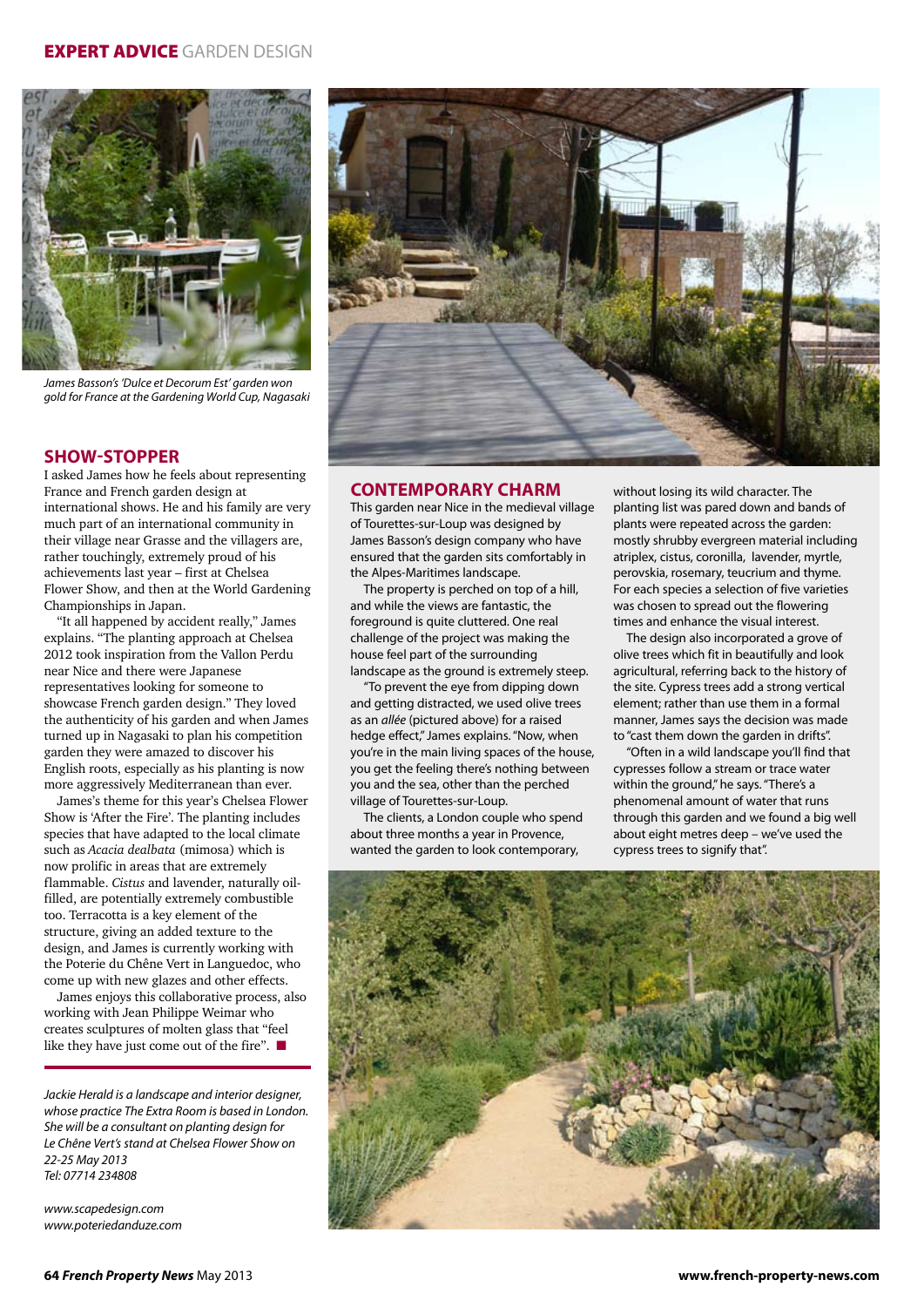James Basson's 'Dulce et Decorum Est' garden won gold for France at the Gardening World Cup, Nagasaki

## SHOW-STOPPER

I asked James how he feels about representing France and French garden design at international shows. He and his family are very much part of an international community in their village near Grasse and the villagers are, rather touchingly, extremely proud of his achievements last year – first at Chelsea Flower Show, and then at the World Gardening Championships in Japan.

"It all happened by accident really," James explains. "The planting approach at Chelsea 2012 took inspiration from the Vallon Perdu near Nice and there were Japanese representatives looking for someone to showcase French garden design." They loved the authenticity of his garden and when James turned up in Nagasaki to plan his competition garden they were amazed to discover his English roots, especially as his planting is now more aggressively Mediterranean than ever.

James's theme for this year's Chelsea Flower Show is 'After the Fire'. The planting includes species that have adapted to the local climate such as *Acacia dealbata* (mimosa) which is now prolific in areas that are extremely flammable. *Cistus* and lavender, naturally oil-filled, are potentially extremely combustible too. Terracotta is a key element of the structure, giving an added texture to the design, and James is currently working with the Poterie du Chêne Vert in Languedoc, who come up with new glazes and other effects.

James enjoys this collaborative process, also working with Jean Philippe Weimar who creates sculptures of molten glass that "feel like they have just come out of the fire". ■

*Jackie Herald is a landscape and interior designer, whose practice The Extra Room is based in London. She will be a consultant on planting design for Le Chêne Vert's stand at Chelsea Flower Show on 22-25 May 2013*
*Tel: 07714 234808*

*www.scapedesign.com*
*www.poteriedanduze.com*

## CONTEMPORARY CHARM

This garden near Nice in the medieval village of Tourettes-sur-Loup was designed by James Basson's design company who have ensured that the garden sits comfortably in the Alpes-Maritimes landscape.

The property is perched on top of a hill, and while the views are fantastic, the foreground is quite cluttered. One real challenge of the project was making the house feel part of the surrounding landscape as the ground is extremely steep.

"To prevent the eye from dipping down and getting distracted, we used olive trees as an *allée* (pictured above) for a raised hedge effect," James explains. "Now, when you're in the main living spaces of the house, you get the feeling there's nothing between you and the sea, other than the perched village of Tourettes-sur-Loup.

The clients, a London couple who spend about three months a year in Provence, wanted the garden to look contemporary, without losing its wild character. The planting list was pared down and bands of plants were repeated across the garden: mostly shrubby evergreen material including atriplex, cistus, coronilla, lavender, myrtle, perovskia, rosemary, teucrium and thyme. For each species a selection of five varieties was chosen to spread out the flowering times and enhance the visual interest.

The design also incorporated a grove of olive trees which fit in beautifully and look agricultural, referring back to the history of the site. Cypress trees add a strong vertical element; rather than use them in a formal manner, James says the decision was made to "cast them down the garden in drifts".

"Often in a wild landscape you'll find that cypresses follow a stream or trace water within the ground," he says. "There's a phenomenal amount of water that runs through this garden and we found a big well about eight metres deep – we've used the cypress trees to signify that".